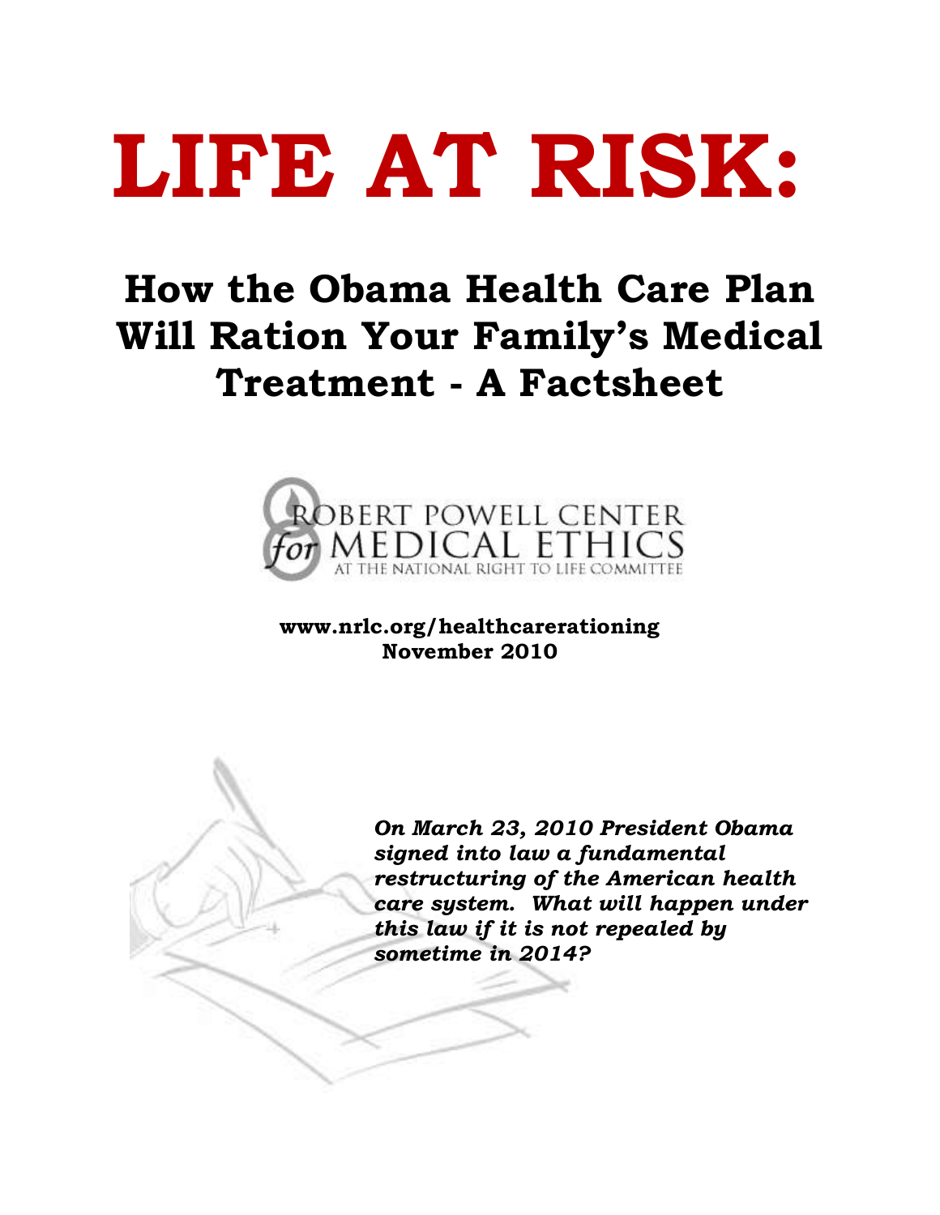# LIFE AT RISK:

## How the Obama Health Care Plan Will Ration Your Family's Medical Treatment - A Factsheet

ROBERT POWELL CENTER for MEDICAL ETHICS AT THE NATIONAL RIGHT TO LIFE COMMITTEE

**www.nrlc.org/healthcarerationing**
**November 2010**

***On March 23, 2010 President Obama signed into law a fundamental restructuring of the American health care system. What will happen under this law if it is not repealed by sometime in 2014?***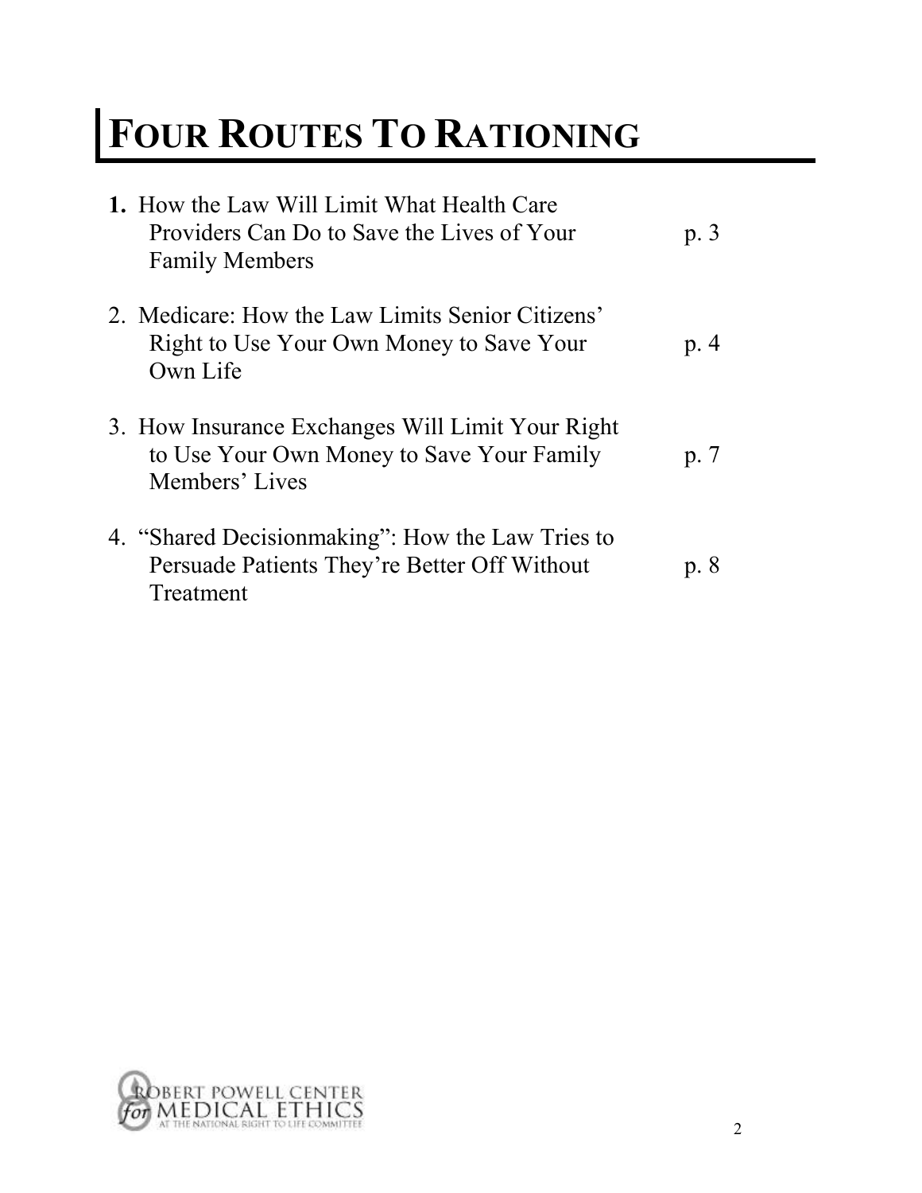# FOUR ROUTES TO RATIONING

**1.** How the Law Will Limit What Health Care Providers Can Do to Save the Lives of Your Family Members — p. 3

2. Medicare: How the Law Limits Senior Citizens' Right to Use Your Own Money to Save Your Own Life — p. 4

3. How Insurance Exchanges Will Limit Your Right to Use Your Own Money to Save Your Family Members' Lives — p. 7

4. "Shared Decisionmaking": How the Law Tries to Persuade Patients They're Better Off Without Treatment — p. 8

ROBERT POWELL CENTER for MEDICAL ETHICS AT THE NATIONAL RIGHT TO LIFE COMMITTEE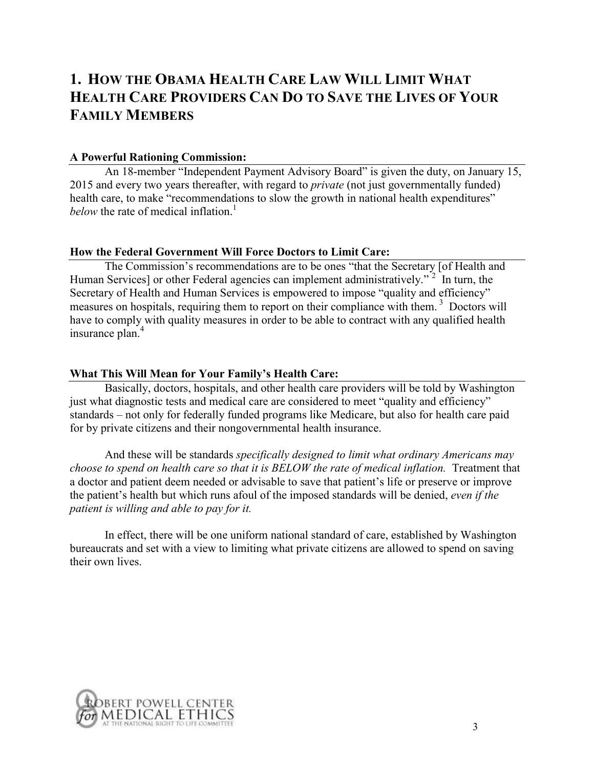## 1. How the Obama Health Care Law Will Limit What Health Care Providers Can Do to Save the Lives of Your Family Members

**A Powerful Rationing Commission:**

An 18-member "Independent Payment Advisory Board" is given the duty, on January 15, 2015 and every two years thereafter, with regard to *private* (not just governmentally funded) health care, to make "recommendations to slow the growth in national health expenditures" *below* the rate of medical inflation.[1]

**How the Federal Government Will Force Doctors to Limit Care:**

The Commission's recommendations are to be ones "that the Secretary [of Health and Human Services] or other Federal agencies can implement administratively."[2] In turn, the Secretary of Health and Human Services is empowered to impose "quality and efficiency" measures on hospitals, requiring them to report on their compliance with them.[3] Doctors will have to comply with quality measures in order to be able to contract with any qualified health insurance plan.[4]

**What This Will Mean for Your Family's Health Care:**

Basically, doctors, hospitals, and other health care providers will be told by Washington just what diagnostic tests and medical care are considered to meet "quality and efficiency" standards – not only for federally funded programs like Medicare, but also for health care paid for by private citizens and their nongovernmental health insurance.

And these will be standards *specifically designed to limit what ordinary Americans may choose to spend on health care so that it is BELOW the rate of medical inflation.* Treatment that a doctor and patient deem needed or advisable to save that patient's life or preserve or improve the patient's health but which runs afoul of the imposed standards will be denied, *even if the patient is willing and able to pay for it.*

In effect, there will be one uniform national standard of care, established by Washington bureaucrats and set with a view to limiting what private citizens are allowed to spend on saving their own lives.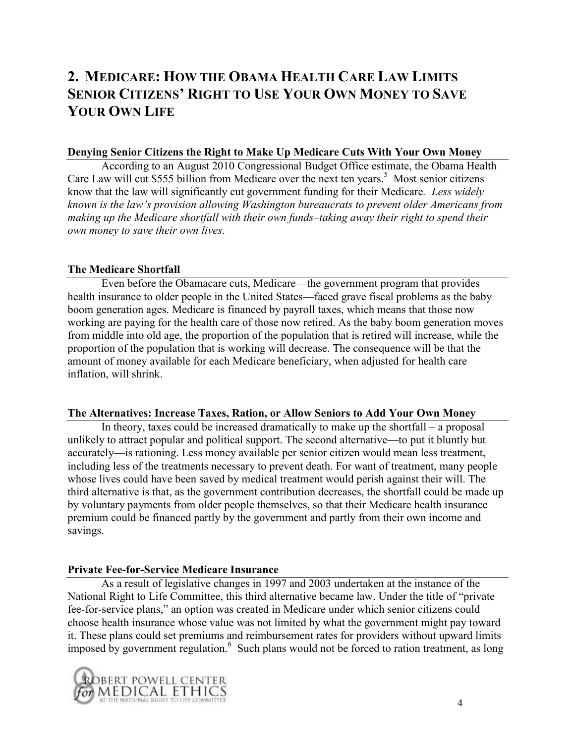## 2. Medicare: How the Obama Health Care Law Limits Senior Citizens' Right to Use Your Own Money to Save Your Own Life

### Denying Senior Citizens the Right to Make Up Medicare Cuts With Your Own Money

According to an August 2010 Congressional Budget Office estimate, the Obama Health Care Law will cut $555 billion from Medicare over the next ten years.[5] Most senior citizens know that the law will significantly cut government funding for their Medicare. *Less widely known is the law's provision allowing Washington bureaucrats to prevent older Americans from making up the Medicare shortfall with their own funds–taking away their right to spend their own money to save their own lives*.

### The Medicare Shortfall

Even before the Obamacare cuts, Medicare—the government program that provides health insurance to older people in the United States—faced grave fiscal problems as the baby boom generation ages. Medicare is financed by payroll taxes, which means that those now working are paying for the health care of those now retired. As the baby boom generation moves from middle into old age, the proportion of the population that is retired will increase, while the proportion of the population that is working will decrease. The consequence will be that the amount of money available for each Medicare beneficiary, when adjusted for health care inflation, will shrink.

### The Alternatives: Increase Taxes, Ration, or Allow Seniors to Add Your Own Money

In theory, taxes could be increased dramatically to make up the shortfall – a proposal unlikely to attract popular and political support. The second alternative—to put it bluntly but accurately—is rationing. Less money available per senior citizen would mean less treatment, including less of the treatments necessary to prevent death. For want of treatment, many people whose lives could have been saved by medical treatment would perish against their will. The third alternative is that, as the government contribution decreases, the shortfall could be made up by voluntary payments from older people themselves, so that their Medicare health insurance premium could be financed partly by the government and partly from their own income and savings.

### Private Fee-for-Service Medicare Insurance

As a result of legislative changes in 1997 and 2003 undertaken at the instance of the National Right to Life Committee, this third alternative became law. Under the title of "private fee-for-service plans," an option was created in Medicare under which senior citizens could choose health insurance whose value was not limited by what the government might pay toward it. These plans could set premiums and reimbursement rates for providers without upward limits imposed by government regulation.[6] Such plans would not be forced to ration treatment, as long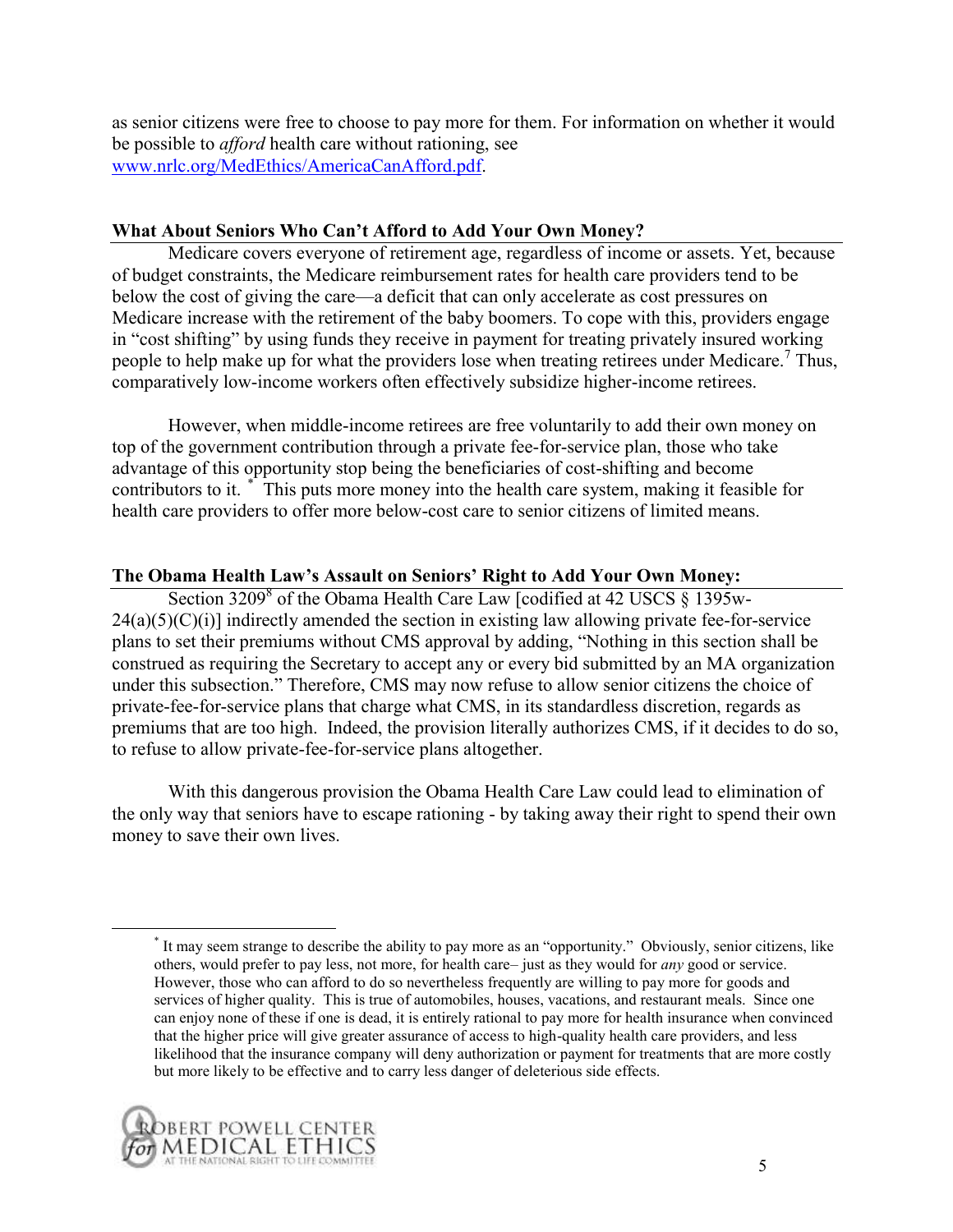as senior citizens were free to choose to pay more for them. For information on whether it would be possible to *afford* health care without rationing, see www.nrlc.org/MedEthics/AmericaCanAfford.pdf.

## What About Seniors Who Can't Afford to Add Your Own Money?

Medicare covers everyone of retirement age, regardless of income or assets. Yet, because of budget constraints, the Medicare reimbursement rates for health care providers tend to be below the cost of giving the care—a deficit that can only accelerate as cost pressures on Medicare increase with the retirement of the baby boomers. To cope with this, providers engage in "cost shifting" by using funds they receive in payment for treating privately insured working people to help make up for what the providers lose when treating retirees under Medicare.[7] Thus, comparatively low-income workers often effectively subsidize higher-income retirees.

However, when middle-income retirees are free voluntarily to add their own money on top of the government contribution through a private fee-for-service plan, those who take advantage of this opportunity stop being the beneficiaries of cost-shifting and become contributors to it. [*] This puts more money into the health care system, making it feasible for health care providers to offer more below-cost care to senior citizens of limited means.

## The Obama Health Law's Assault on Seniors' Right to Add Your Own Money:

Section 3209[8] of the Obama Health Care Law [codified at 42 USCS § 1395w-24(a)(5)(C)(i)] indirectly amended the section in existing law allowing private fee-for-service plans to set their premiums without CMS approval by adding, "Nothing in this section shall be construed as requiring the Secretary to accept any or every bid submitted by an MA organization under this subsection." Therefore, CMS may now refuse to allow senior citizens the choice of private-fee-for-service plans that charge what CMS, in its standardless discretion, regards as premiums that are too high. Indeed, the provision literally authorizes CMS, if it decides to do so, to refuse to allow private-fee-for-service plans altogether.

With this dangerous provision the Obama Health Care Law could lead to elimination of the only way that seniors have to escape rationing - by taking away their right to spend their own money to save their own lives.

---

[*] It may seem strange to describe the ability to pay more as an "opportunity." Obviously, senior citizens, like others, would prefer to pay less, not more, for health care– just as they would for *any* good or service. However, those who can afford to do so nevertheless frequently are willing to pay more for goods and services of higher quality. This is true of automobiles, houses, vacations, and restaurant meals. Since one can enjoy none of these if one is dead, it is entirely rational to pay more for health insurance when convinced that the higher price will give greater assurance of access to high-quality health care providers, and less likelihood that the insurance company will deny authorization or payment for treatments that are more costly but more likely to be effective and to carry less danger of deleterious side effects.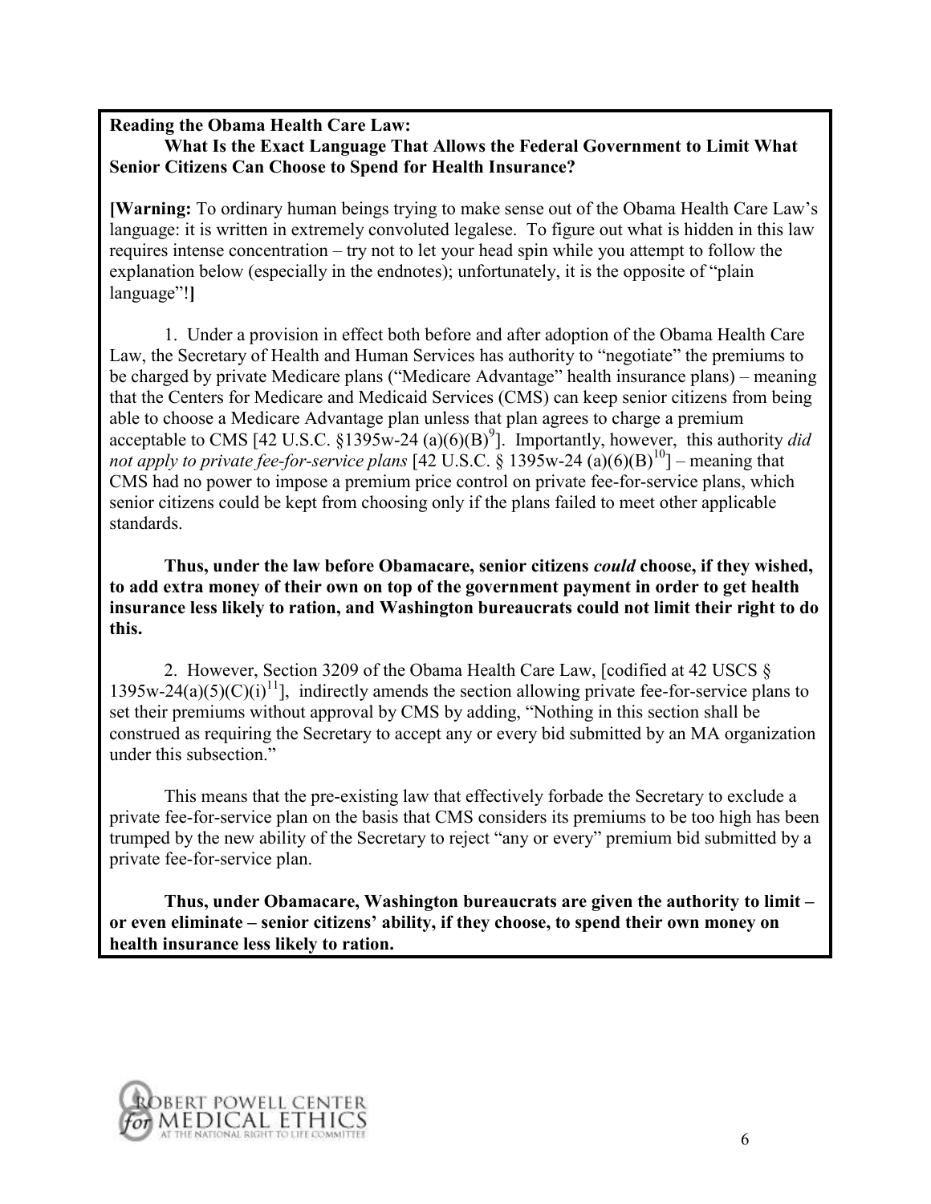**Reading the Obama Health Care Law:**
**What Is the Exact Language That Allows the Federal Government to Limit What Senior Citizens Can Choose to Spend for Health Insurance?**

**[Warning:** To ordinary human beings trying to make sense out of the Obama Health Care Law's language: it is written in extremely convoluted legalese. To figure out what is hidden in this law requires intense concentration – try not to let your head spin while you attempt to follow the explanation below (especially in the endnotes); unfortunately, it is the opposite of "plain language"!**]**

1. Under a provision in effect both before and after adoption of the Obama Health Care Law, the Secretary of Health and Human Services has authority to "negotiate" the premiums to be charged by private Medicare plans ("Medicare Advantage" health insurance plans) – meaning that the Centers for Medicare and Medicaid Services (CMS) can keep senior citizens from being able to choose a Medicare Advantage plan unless that plan agrees to charge a premium acceptable to CMS [42 U.S.C. §1395w-24 (a)(6)(B)[9]]. Importantly, however, this authority *did not apply to private fee-for-service plans* [42 U.S.C. § 1395w-24 (a)(6)(B)[10]] – meaning that CMS had no power to impose a premium price control on private fee-for-service plans, which senior citizens could be kept from choosing only if the plans failed to meet other applicable standards.

**Thus, under the law before Obamacare, senior citizens *could* choose, if they wished, to add extra money of their own on top of the government payment in order to get health insurance less likely to ration, and Washington bureaucrats could not limit their right to do this.**

2. However, Section 3209 of the Obama Health Care Law, [codified at 42 USCS § 1395w-24(a)(5)(C)(i)[11]], indirectly amends the section allowing private fee-for-service plans to set their premiums without approval by CMS by adding, "Nothing in this section shall be construed as requiring the Secretary to accept any or every bid submitted by an MA organization under this subsection."

This means that the pre-existing law that effectively forbade the Secretary to exclude a private fee-for-service plan on the basis that CMS considers its premiums to be too high has been trumped by the new ability of the Secretary to reject "any or every" premium bid submitted by a private fee-for-service plan.

**Thus, under Obamacare, Washington bureaucrats are given the authority to limit – or even eliminate – senior citizens' ability, if they choose, to spend their own money on health insurance less likely to ration.**

ROBERT POWELL CENTER for MEDICAL ETHICS AT THE NATIONAL RIGHT TO LIFE COMMITTEE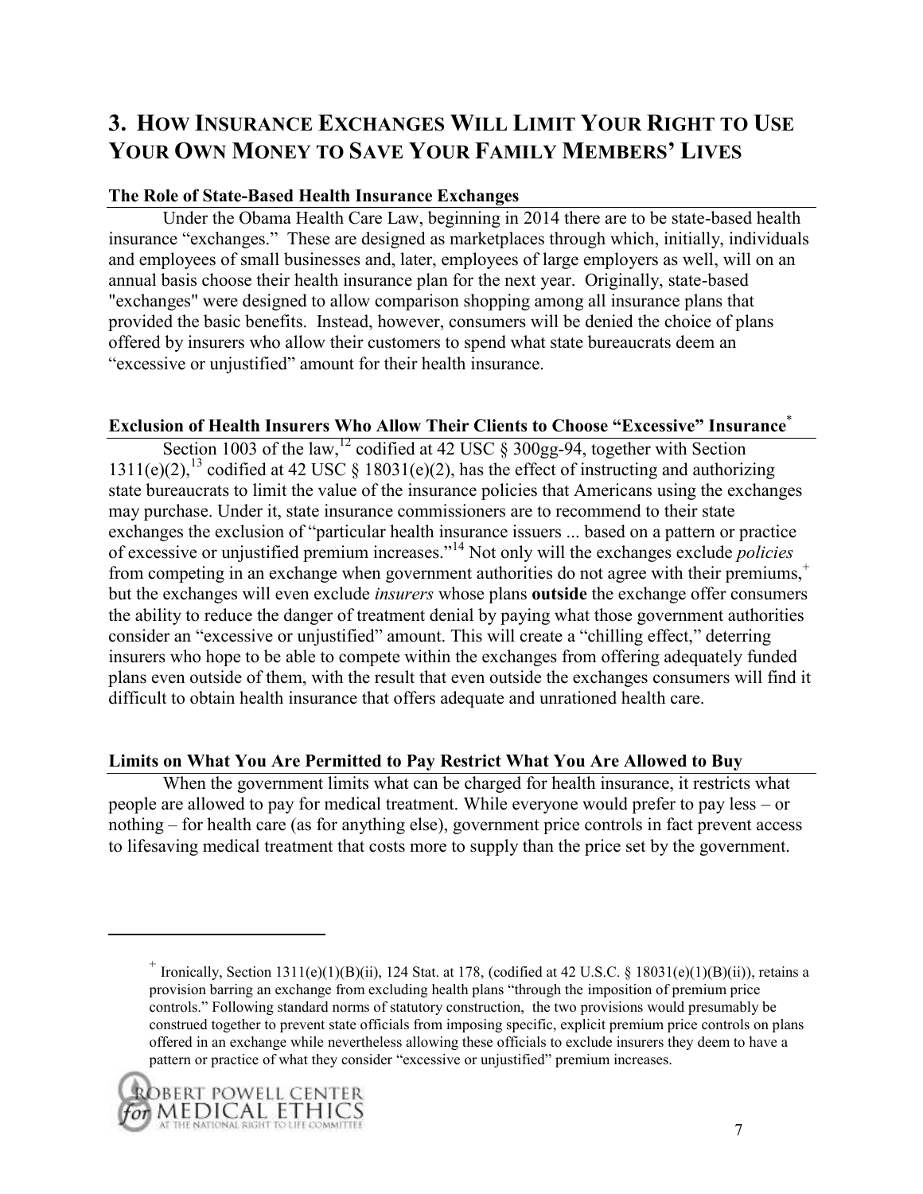## 3. How Insurance Exchanges Will Limit Your Right to Use Your Own Money to Save Your Family Members' Lives

### The Role of State-Based Health Insurance Exchanges

Under the Obama Health Care Law, beginning in 2014 there are to be state-based health insurance "exchanges." These are designed as marketplaces through which, initially, individuals and employees of small businesses and, later, employees of large employers as well, will on an annual basis choose their health insurance plan for the next year. Originally, state-based "exchanges" were designed to allow comparison shopping among all insurance plans that provided the basic benefits. Instead, however, consumers will be denied the choice of plans offered by insurers who allow their customers to spend what state bureaucrats deem an "excessive or unjustified" amount for their health insurance.

### Exclusion of Health Insurers Who Allow Their Clients to Choose "Excessive" Insurance[*]

Section 1003 of the law,[12] codified at 42 USC § 300gg-94, together with Section 1311(e)(2),[13] codified at 42 USC § 18031(e)(2), has the effect of instructing and authorizing state bureaucrats to limit the value of the insurance policies that Americans using the exchanges may purchase. Under it, state insurance commissioners are to recommend to their state exchanges the exclusion of "particular health insurance issuers ... based on a pattern or practice of excessive or unjustified premium increases."[14] Not only will the exchanges exclude *policies* from competing in an exchange when government authorities do not agree with their premiums,[+] but the exchanges will even exclude *insurers* whose plans **outside** the exchange offer consumers the ability to reduce the danger of treatment denial by paying what those government authorities consider an "excessive or unjustified" amount. This will create a "chilling effect," deterring insurers who hope to be able to compete within the exchanges from offering adequately funded plans even outside of them, with the result that even outside the exchanges consumers will find it difficult to obtain health insurance that offers adequate and unrationed health care.

### Limits on What You Are Permitted to Pay Restrict What You Are Allowed to Buy

When the government limits what can be charged for health insurance, it restricts what people are allowed to pay for medical treatment. While everyone would prefer to pay less – or nothing – for health care (as for anything else), government price controls in fact prevent access to lifesaving medical treatment that costs more to supply than the price set by the government.

---

[+] Ironically, Section 1311(e)(1)(B)(ii), 124 Stat. at 178, (codified at 42 U.S.C. § 18031(e)(1)(B)(ii)), retains a provision barring an exchange from excluding health plans "through the imposition of premium price controls." Following standard norms of statutory construction, the two provisions would presumably be construed together to prevent state officials from imposing specific, explicit premium price controls on plans offered in an exchange while nevertheless allowing these officials to exclude insurers they deem to have a pattern or practice of what they consider "excessive or unjustified" premium increases.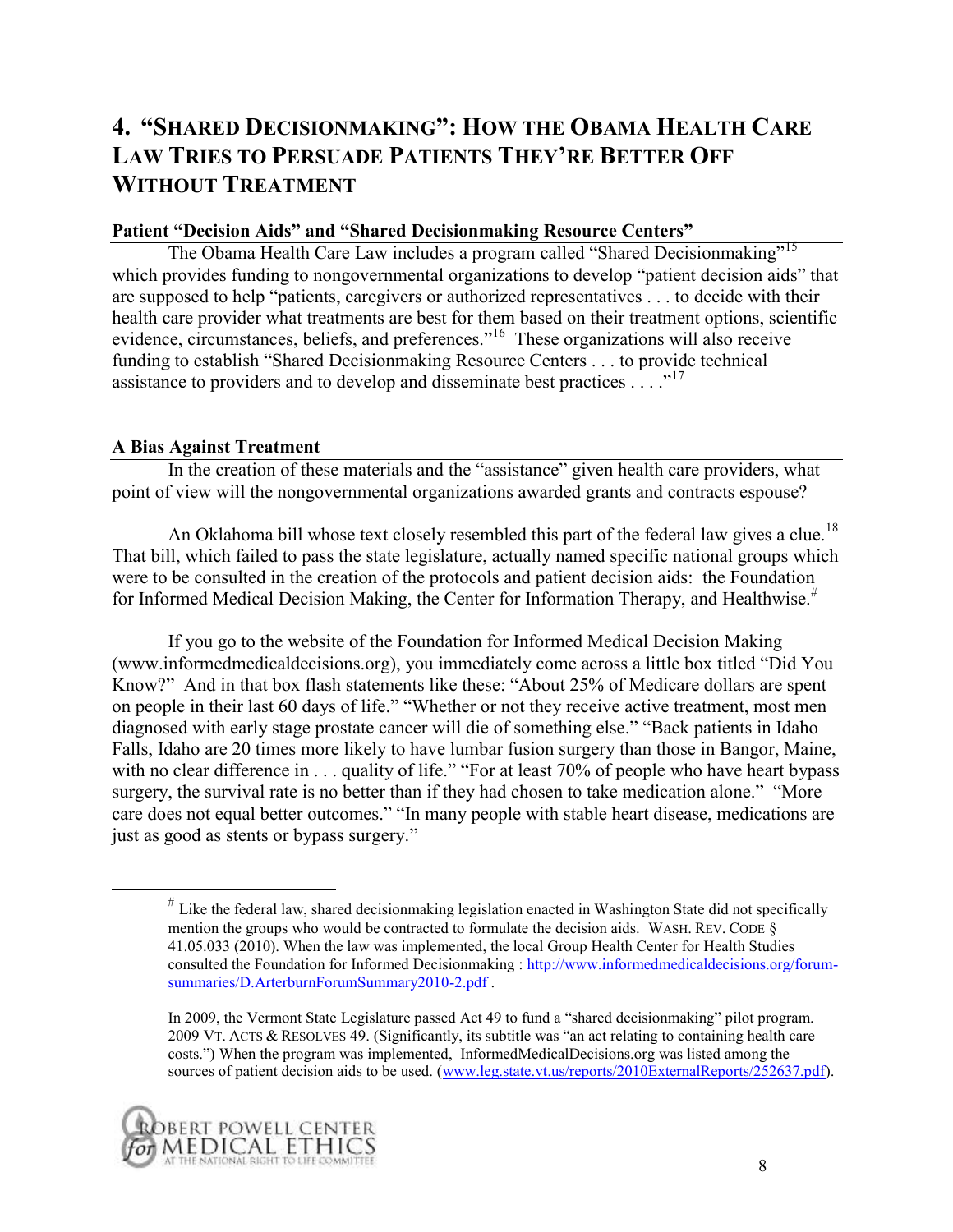## 4. "Shared Decisionmaking": How the Obama Health Care Law Tries to Persuade Patients They're Better Off Without Treatment

**Patient "Decision Aids" and "Shared Decisionmaking Resource Centers"**

The Obama Health Care Law includes a program called "Shared Decisionmaking"[15] which provides funding to nongovernmental organizations to develop "patient decision aids" that are supposed to help "patients, caregivers or authorized representatives . . . to decide with their health care provider what treatments are best for them based on their treatment options, scientific evidence, circumstances, beliefs, and preferences."[16] These organizations will also receive funding to establish "Shared Decisionmaking Resource Centers . . . to provide technical assistance to providers and to develop and disseminate best practices . . . ."[17]

**A Bias Against Treatment**

In the creation of these materials and the "assistance" given health care providers, what point of view will the nongovernmental organizations awarded grants and contracts espouse?

An Oklahoma bill whose text closely resembled this part of the federal law gives a clue.[18] That bill, which failed to pass the state legislature, actually named specific national groups which were to be consulted in the creation of the protocols and patient decision aids: the Foundation for Informed Medical Decision Making, the Center for Information Therapy, and Healthwise.[#]

If you go to the website of the Foundation for Informed Medical Decision Making (www.informedmedicaldecisions.org), you immediately come across a little box titled "Did You Know?" And in that box flash statements like these: "About 25% of Medicare dollars are spent on people in their last 60 days of life." "Whether or not they receive active treatment, most men diagnosed with early stage prostate cancer will die of something else." "Back patients in Idaho Falls, Idaho are 20 times more likely to have lumbar fusion surgery than those in Bangor, Maine, with no clear difference in . . . quality of life." "For at least 70% of people who have heart bypass surgery, the survival rate is no better than if they had chosen to take medication alone." "More care does not equal better outcomes." "In many people with stable heart disease, medications are just as good as stents or bypass surgery."

---

[#] Like the federal law, shared decisionmaking legislation enacted in Washington State did not specifically mention the groups who would be contracted to formulate the decision aids. WASH. REV. CODE § 41.05.033 (2010). When the law was implemented, the local Group Health Center for Health Studies consulted the Foundation for Informed Decisionmaking : http://www.informedmedicaldecisions.org/forum-summaries/D.ArterburnForumSummary2010-2.pdf .

In 2009, the Vermont State Legislature passed Act 49 to fund a "shared decisionmaking" pilot program. 2009 VT. ACTS & RESOLVES 49. (Significantly, its subtitle was "an act relating to containing health care costs.") When the program was implemented, InformedMedicalDecisions.org was listed among the sources of patient decision aids to be used. (www.leg.state.vt.us/reports/2010ExternalReports/252637.pdf).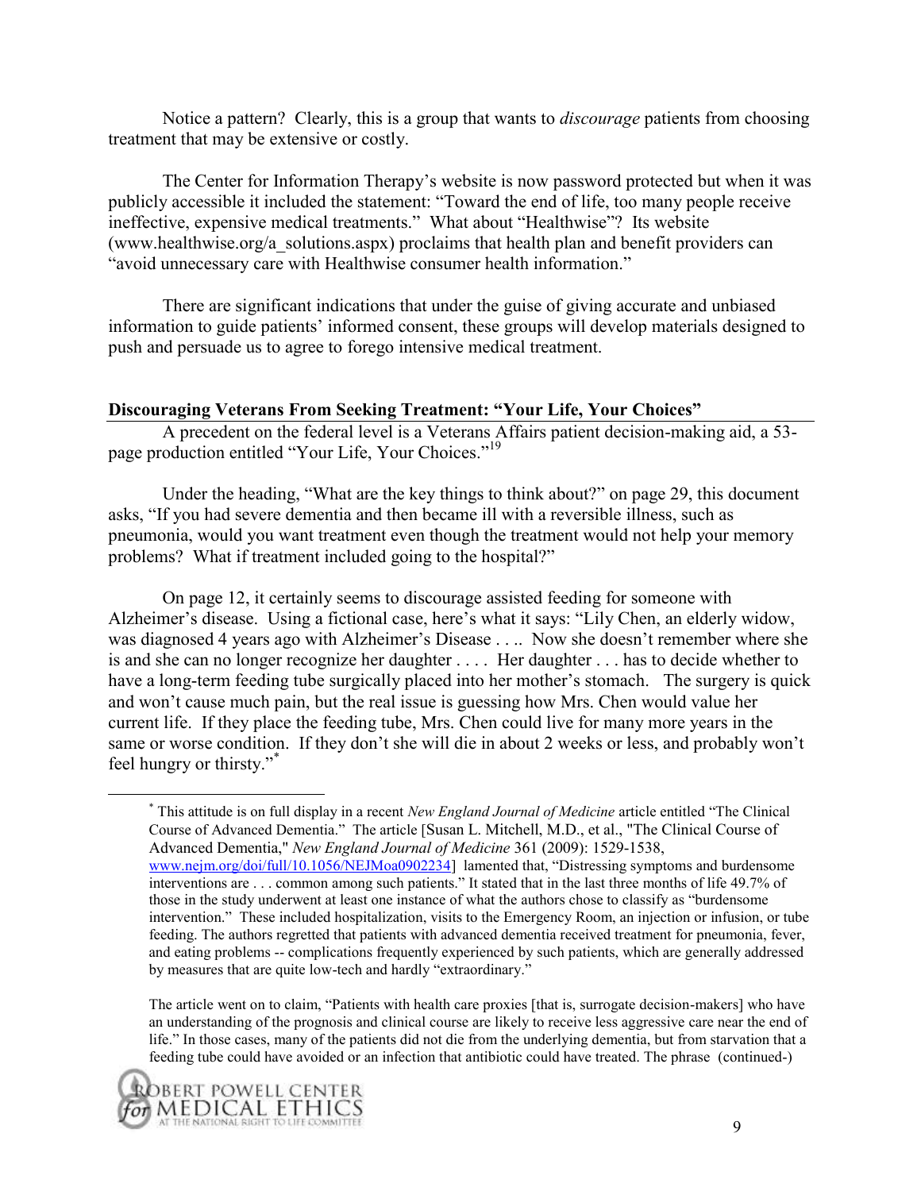Notice a pattern? Clearly, this is a group that wants to *discourage* patients from choosing treatment that may be extensive or costly.

The Center for Information Therapy's website is now password protected but when it was publicly accessible it included the statement: "Toward the end of life, too many people receive ineffective, expensive medical treatments." What about "Healthwise"? Its website (www.healthwise.org/a_solutions.aspx) proclaims that health plan and benefit providers can "avoid unnecessary care with Healthwise consumer health information."

There are significant indications that under the guise of giving accurate and unbiased information to guide patients' informed consent, these groups will develop materials designed to push and persuade us to agree to forego intensive medical treatment.

## Discouraging Veterans From Seeking Treatment: "Your Life, Your Choices"

A precedent on the federal level is a Veterans Affairs patient decision-making aid, a 53-page production entitled "Your Life, Your Choices."[19]

Under the heading, "What are the key things to think about?" on page 29, this document asks, "If you had severe dementia and then became ill with a reversible illness, such as pneumonia, would you want treatment even though the treatment would not help your memory problems? What if treatment included going to the hospital?"

On page 12, it certainly seems to discourage assisted feeding for someone with Alzheimer's disease. Using a fictional case, here's what it says: "Lily Chen, an elderly widow, was diagnosed 4 years ago with Alzheimer's Disease . . .. Now she doesn't remember where she is and she can no longer recognize her daughter . . . . Her daughter . . . has to decide whether to have a long-term feeding tube surgically placed into her mother's stomach. The surgery is quick and won't cause much pain, but the real issue is guessing how Mrs. Chen would value her current life. If they place the feeding tube, Mrs. Chen could live for many more years in the same or worse condition. If they don't she will die in about 2 weeks or less, and probably won't feel hungry or thirsty."*

---

\* This attitude is on full display in a recent *New England Journal of Medicine* article entitled "The Clinical Course of Advanced Dementia." The article [Susan L. Mitchell, M.D., et al., "The Clinical Course of Advanced Dementia," *New England Journal of Medicine* 361 (2009): 1529-1538, www.nejm.org/doi/full/10.1056/NEJMoa0902234] lamented that, "Distressing symptoms and burdensome interventions are . . . common among such patients." It stated that in the last three months of life 49.7% of those in the study underwent at least one instance of what the authors chose to classify as "burdensome intervention." These included hospitalization, visits to the Emergency Room, an injection or infusion, or tube feeding. The authors regretted that patients with advanced dementia received treatment for pneumonia, fever, and eating problems -- complications frequently experienced by such patients, which are generally addressed by measures that are quite low-tech and hardly "extraordinary."

The article went on to claim, "Patients with health care proxies [that is, surrogate decision-makers] who have an understanding of the prognosis and clinical course are likely to receive less aggressive care near the end of life." In those cases, many of the patients did not die from the underlying dementia, but from starvation that a feeding tube could have avoided or an infection that antibiotic could have treated. The phrase (continued-)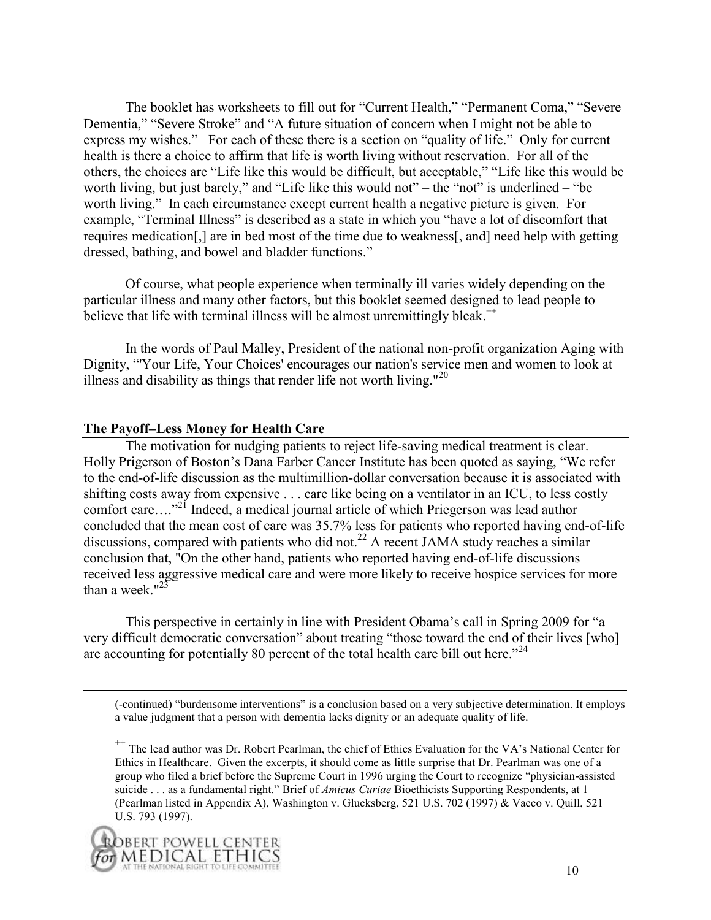The booklet has worksheets to fill out for "Current Health," "Permanent Coma," "Severe Dementia," "Severe Stroke" and "A future situation of concern when I might not be able to express my wishes." For each of these there is a section on "quality of life." Only for current health is there a choice to affirm that life is worth living without reservation. For all of the others, the choices are "Life like this would be difficult, but acceptable," "Life like this would be worth living, but just barely," and "Life like this would not" – the "not" is underlined – "be worth living." In each circumstance except current health a negative picture is given. For example, "Terminal Illness" is described as a state in which you "have a lot of discomfort that requires medication[,] are in bed most of the time due to weakness[, and] need help with getting dressed, bathing, and bowel and bladder functions."

Of course, what people experience when terminally ill varies widely depending on the particular illness and many other factors, but this booklet seemed designed to lead people to believe that life with terminal illness will be almost unremittingly bleak.[++]

In the words of Paul Malley, President of the national non-profit organization Aging with Dignity, "'Your Life, Your Choices' encourages our nation's service men and women to look at illness and disability as things that render life not worth living."[20]

## The Payoff–Less Money for Health Care

The motivation for nudging patients to reject life-saving medical treatment is clear. Holly Prigerson of Boston's Dana Farber Cancer Institute has been quoted as saying, "We refer to the end-of-life discussion as the multimillion-dollar conversation because it is associated with shifting costs away from expensive . . . care like being on a ventilator in an ICU, to less costly comfort care…."[21] Indeed, a medical journal article of which Priegerson was lead author concluded that the mean cost of care was 35.7% less for patients who reported having end-of-life discussions, compared with patients who did not.[22] A recent JAMA study reaches a similar conclusion that, "On the other hand, patients who reported having end-of-life discussions received less aggressive medical care and were more likely to receive hospice services for more than a week."[23]

This perspective in certainly in line with President Obama's call in Spring 2009 for "a very difficult democratic conversation" about treating "those toward the end of their lives [who] are accounting for potentially 80 percent of the total health care bill out here."[24]

---

(-continued) "burdensome interventions" is a conclusion based on a very subjective determination. It employs a value judgment that a person with dementia lacks dignity or an adequate quality of life.

[++] The lead author was Dr. Robert Pearlman, the chief of Ethics Evaluation for the VA's National Center for Ethics in Healthcare. Given the excerpts, it should come as little surprise that Dr. Pearlman was one of a group who filed a brief before the Supreme Court in 1996 urging the Court to recognize "physician-assisted suicide . . . as a fundamental right." Brief of *Amicus Curiae* Bioethicists Supporting Respondents, at 1 (Pearlman listed in Appendix A), Washington v. Glucksberg, 521 U.S. 702 (1997) & Vacco v. Quill, 521 U.S. 793 (1997).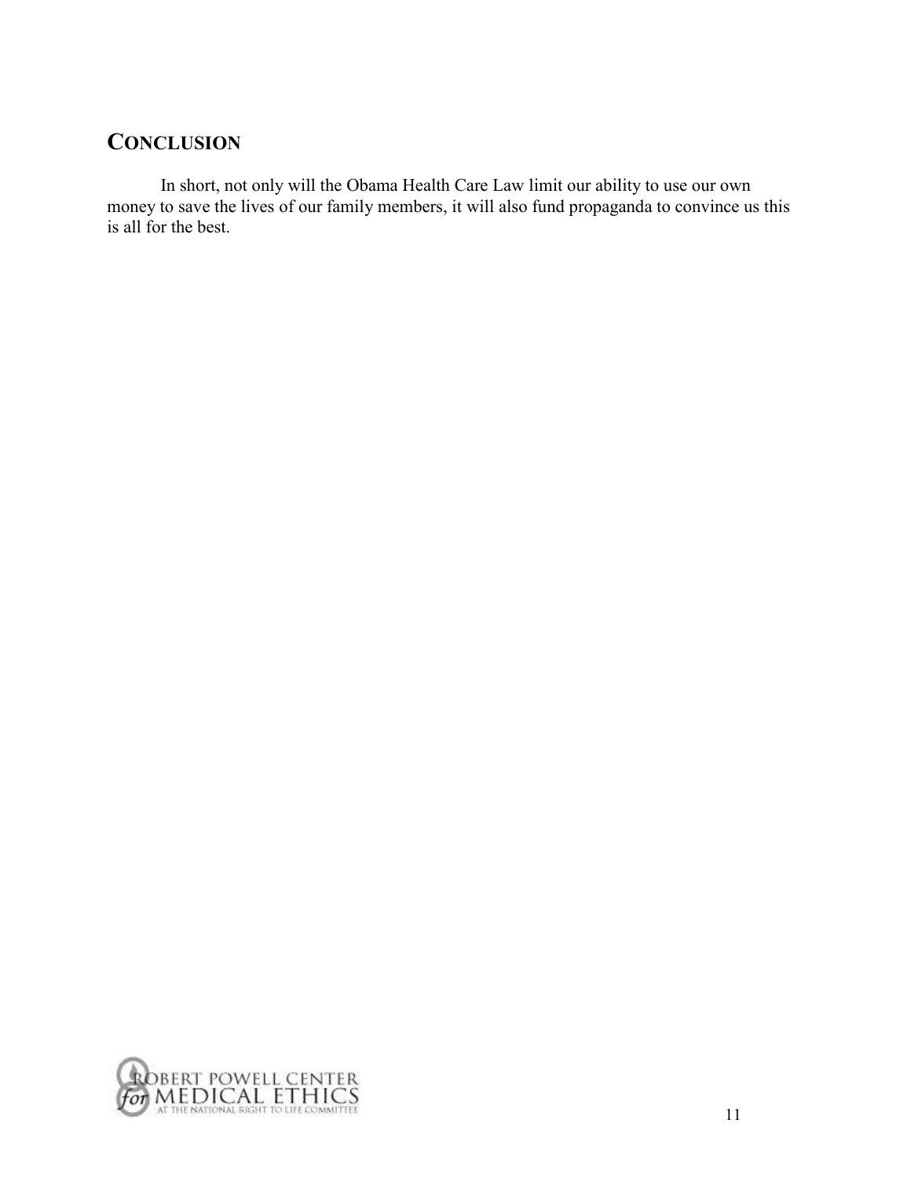## CONCLUSION

In short, not only will the Obama Health Care Law limit our ability to use our own money to save the lives of our family members, it will also fund propaganda to convince us this is all for the best.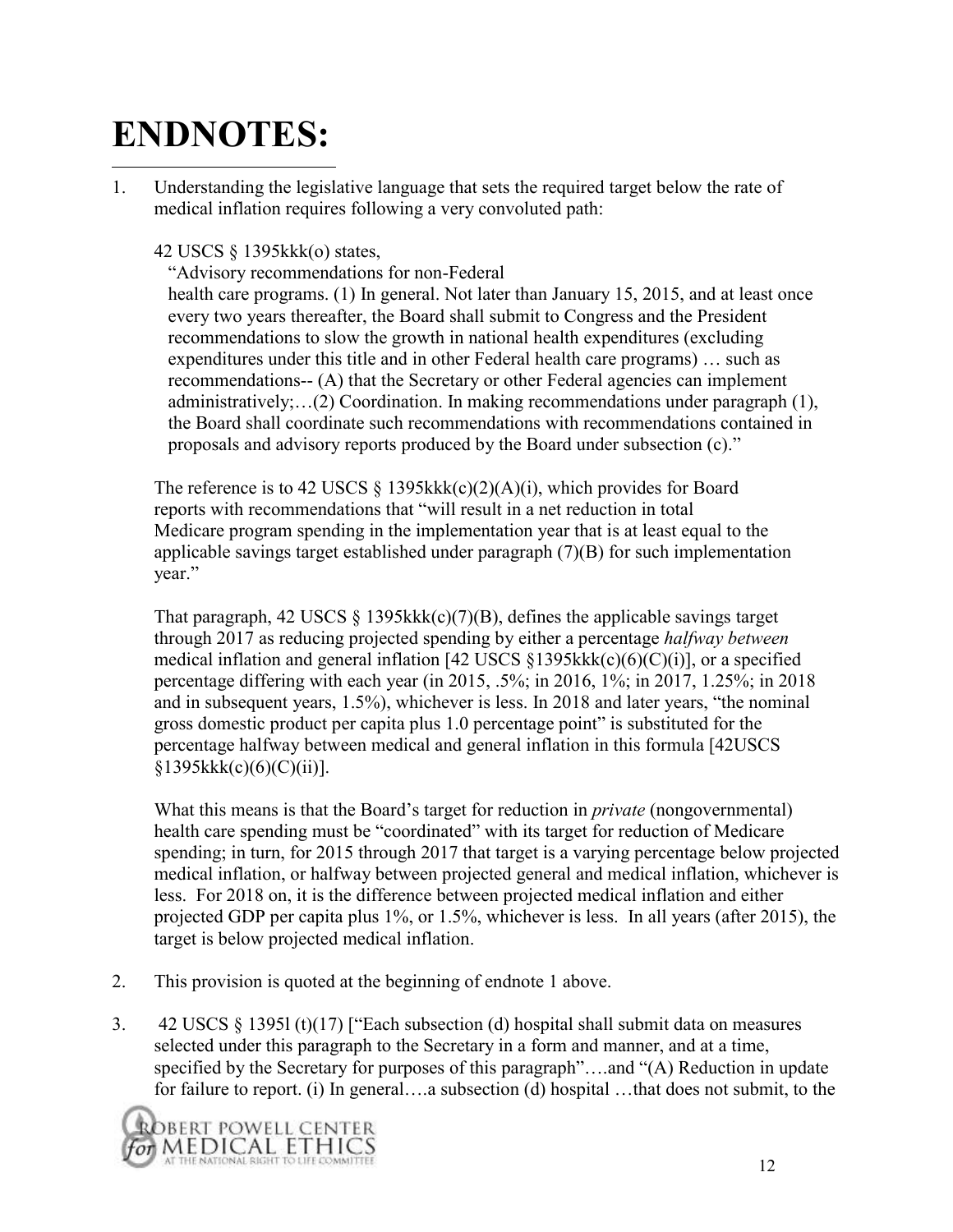# ENDNOTES:

1. Understanding the legislative language that sets the required target below the rate of medical inflation requires following a very convoluted path:

   42 USCS § 1395kkk(o) states,

   > "Advisory recommendations for non-Federal health care programs. (1) In general. Not later than January 15, 2015, and at least once every two years thereafter, the Board shall submit to Congress and the President recommendations to slow the growth in national health expenditures (excluding expenditures under this title and in other Federal health care programs) … such as recommendations-- (A) that the Secretary or other Federal agencies can implement administratively;…(2) Coordination. In making recommendations under paragraph (1), the Board shall coordinate such recommendations with recommendations contained in proposals and advisory reports produced by the Board under subsection (c)."

   The reference is to 42 USCS § 1395kkk(c)(2)(A)(i), which provides for Board reports with recommendations that "will result in a net reduction in total Medicare program spending in the implementation year that is at least equal to the applicable savings target established under paragraph (7)(B) for such implementation year."

   That paragraph, 42 USCS § 1395kkk(c)(7)(B), defines the applicable savings target through 2017 as reducing projected spending by either a percentage *halfway between* medical inflation and general inflation [42 USCS §1395kkk(c)(6)(C)(i)], or a specified percentage differing with each year (in 2015, .5%; in 2016, 1%; in 2017, 1.25%; in 2018 and in subsequent years, 1.5%), whichever is less. In 2018 and later years, "the nominal gross domestic product per capita plus 1.0 percentage point" is substituted for the percentage halfway between medical and general inflation in this formula [42USCS §1395kkk(c)(6)(C)(ii)].

   What this means is that the Board's target for reduction in *private* (nongovernmental) health care spending must be "coordinated" with its target for reduction of Medicare spending; in turn, for 2015 through 2017 that target is a varying percentage below projected medical inflation, or halfway between projected general and medical inflation, whichever is less. For 2018 on, it is the difference between projected medical inflation and either projected GDP per capita plus 1%, or 1.5%, whichever is less. In all years (after 2015), the target is below projected medical inflation.

2. This provision is quoted at the beginning of endnote 1 above.

3. 42 USCS § 1395l (t)(17) ["Each subsection (d) hospital shall submit data on measures selected under this paragraph to the Secretary in a form and manner, and at a time, specified by the Secretary for purposes of this paragraph"….and "(A) Reduction in update for failure to report. (i) In general….a subsection (d) hospital …that does not submit, to the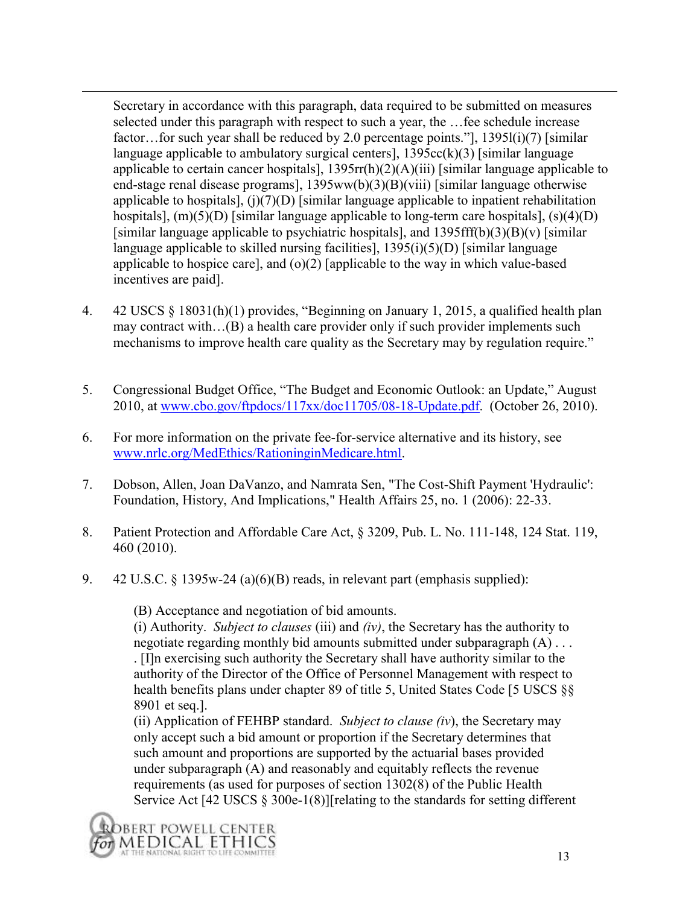Secretary in accordance with this paragraph, data required to be submitted on measures selected under this paragraph with respect to such a year, the …fee schedule increase factor…for such year shall be reduced by 2.0 percentage points."], 1395l(i)(7) [similar language applicable to ambulatory surgical centers], 1395cc(k)(3) [similar language applicable to certain cancer hospitals], 1395rr(h)(2)(A)(iii) [similar language applicable to end-stage renal disease programs], 1395ww(b)(3)(B)(viii) [similar language otherwise applicable to hospitals], (j)(7)(D) [similar language applicable to inpatient rehabilitation hospitals], (m)(5)(D) [similar language applicable to long-term care hospitals], (s)(4)(D) [similar language applicable to psychiatric hospitals], and 1395fff(b)(3)(B)(v) [similar language applicable to skilled nursing facilities], 1395(i)(5)(D) [similar language applicable to hospice care], and (o)(2) [applicable to the way in which value-based incentives are paid].

4. 42 USCS § 18031(h)(1) provides, "Beginning on January 1, 2015, a qualified health plan may contract with…(B) a health care provider only if such provider implements such mechanisms to improve health care quality as the Secretary may by regulation require."

5. Congressional Budget Office, "The Budget and Economic Outlook: an Update," August 2010, at www.cbo.gov/ftpdocs/117xx/doc11705/08-18-Update.pdf. (October 26, 2010).

6. For more information on the private fee-for-service alternative and its history, see www.nrlc.org/MedEthics/RationinginMedicare.html.

7. Dobson, Allen, Joan DaVanzo, and Namrata Sen, "The Cost-Shift Payment 'Hydraulic': Foundation, History, And Implications," Health Affairs 25, no. 1 (2006): 22-33.

8. Patient Protection and Affordable Care Act, § 3209, Pub. L. No. 111-148, 124 Stat. 119, 460 (2010).

9. 42 U.S.C. § 1395w-24 (a)(6)(B) reads, in relevant part (emphasis supplied):

   (B) Acceptance and negotiation of bid amounts.
   (i) Authority. *Subject to clauses* (iii) and *(iv)*, the Secretary has the authority to negotiate regarding monthly bid amounts submitted under subparagraph (A) . . . . [I]n exercising such authority the Secretary shall have authority similar to the authority of the Director of the Office of Personnel Management with respect to health benefits plans under chapter 89 of title 5, United States Code [5 USCS §§ 8901 et seq.].
   (ii) Application of FEHBP standard. *Subject to clause (iv)*, the Secretary may only accept such a bid amount or proportion if the Secretary determines that such amount and proportions are supported by the actuarial bases provided under subparagraph (A) and reasonably and equitably reflects the revenue requirements (as used for purposes of section 1302(8) of the Public Health Service Act [42 USCS § 300e-1(8)][relating to the standards for setting different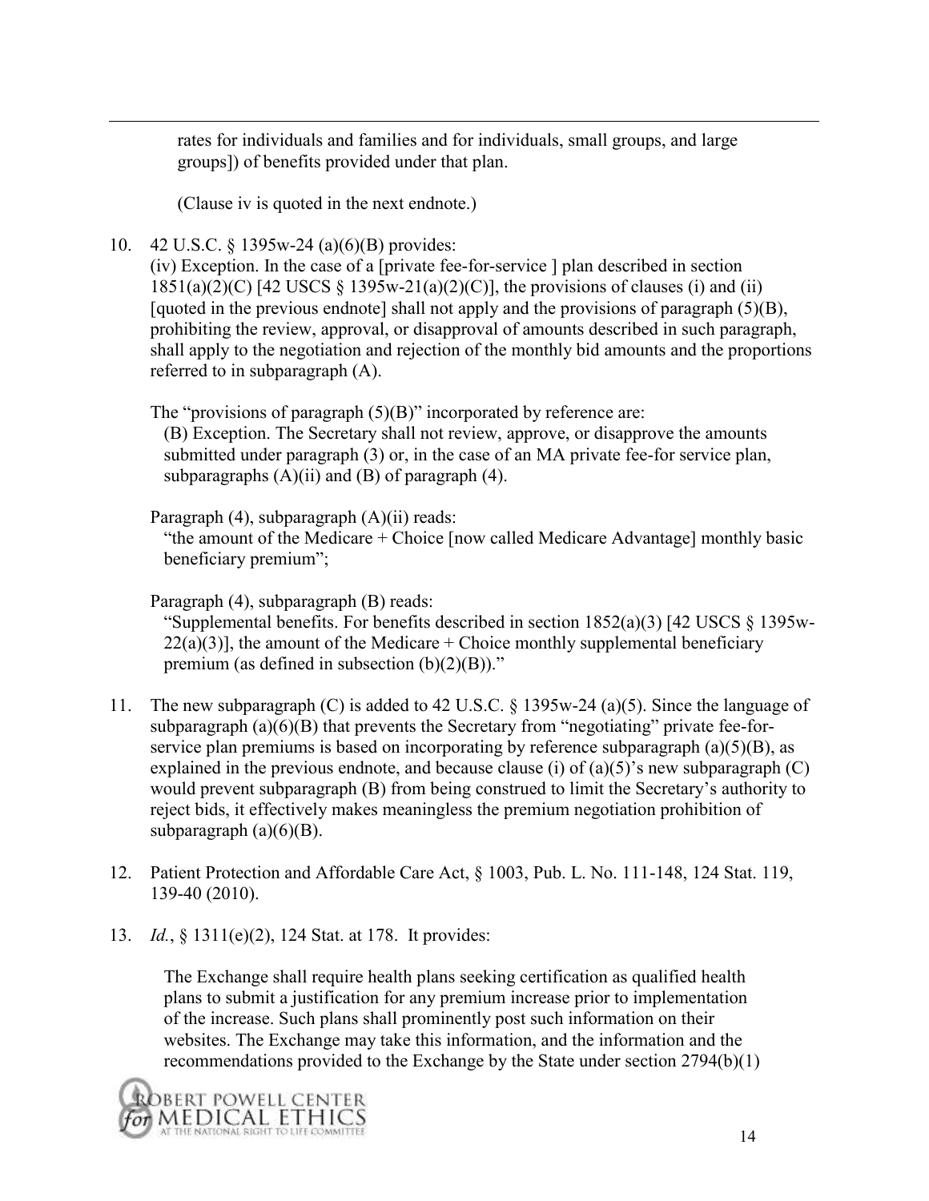rates for individuals and families and for individuals, small groups, and large groups]) of benefits provided under that plan.

(Clause iv is quoted in the next endnote.)

10. 42 U.S.C. § 1395w-24 (a)(6)(B) provides:
    (iv) Exception. In the case of a [private fee-for-service ] plan described in section 1851(a)(2)(C) [42 USCS § 1395w-21(a)(2)(C)], the provisions of clauses (i) and (ii) [quoted in the previous endnote] shall not apply and the provisions of paragraph (5)(B), prohibiting the review, approval, or disapproval of amounts described in such paragraph, shall apply to the negotiation and rejection of the monthly bid amounts and the proportions referred to in subparagraph (A).

    The "provisions of paragraph (5)(B)" incorporated by reference are:
    (B) Exception. The Secretary shall not review, approve, or disapprove the amounts submitted under paragraph (3) or, in the case of an MA private fee-for service plan, subparagraphs (A)(ii) and (B) of paragraph (4).

    Paragraph (4), subparagraph (A)(ii) reads:
    "the amount of the Medicare + Choice [now called Medicare Advantage] monthly basic beneficiary premium";

    Paragraph (4), subparagraph (B) reads:
    "Supplemental benefits. For benefits described in section 1852(a)(3) [42 USCS § 1395w-22(a)(3)], the amount of the Medicare + Choice monthly supplemental beneficiary premium (as defined in subsection (b)(2)(B))."

11. The new subparagraph (C) is added to 42 U.S.C. § 1395w-24 (a)(5). Since the language of subparagraph (a)(6)(B) that prevents the Secretary from "negotiating" private fee-for-service plan premiums is based on incorporating by reference subparagraph (a)(5)(B), as explained in the previous endnote, and because clause (i) of (a)(5)'s new subparagraph (C) would prevent subparagraph (B) from being construed to limit the Secretary's authority to reject bids, it effectively makes meaningless the premium negotiation prohibition of subparagraph (a)(6)(B).

12. Patient Protection and Affordable Care Act, § 1003, Pub. L. No. 111-148, 124 Stat. 119, 139-40 (2010).

13. *Id.*, § 1311(e)(2), 124 Stat. at 178. It provides:

    The Exchange shall require health plans seeking certification as qualified health plans to submit a justification for any premium increase prior to implementation of the increase. Such plans shall prominently post such information on their websites. The Exchange may take this information, and the information and the recommendations provided to the Exchange by the State under section 2794(b)(1)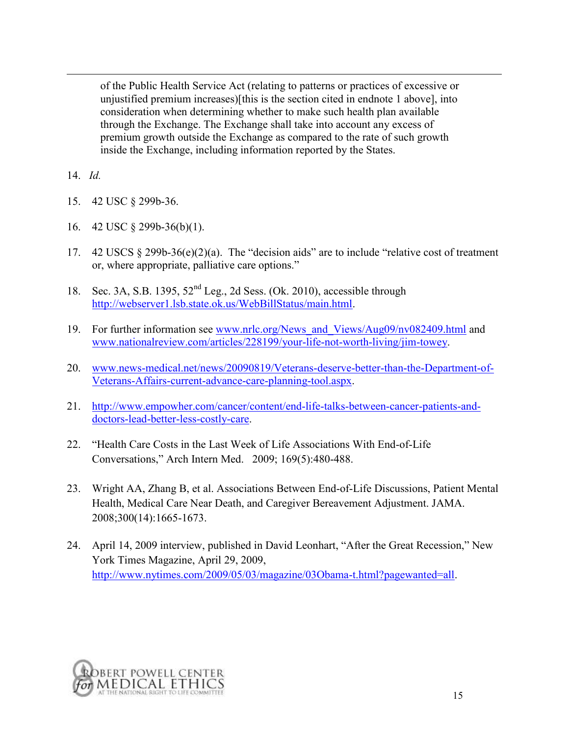of the Public Health Service Act (relating to patterns or practices of excessive or unjustified premium increases)[this is the section cited in endnote 1 above], into consideration when determining whether to make such health plan available through the Exchange. The Exchange shall take into account any excess of premium growth outside the Exchange as compared to the rate of such growth inside the Exchange, including information reported by the States.

14. *Id.*

15. 42 USC § 299b-36.

16. 42 USC § 299b-36(b)(1).

17. 42 USCS § 299b-36(e)(2)(a). The "decision aids" are to include "relative cost of treatment or, where appropriate, palliative care options."

18. Sec. 3A, S.B. 1395, 52nd Leg., 2d Sess. (Ok. 2010), accessible through http://webserver1.lsb.state.ok.us/WebBillStatus/main.html.

19. For further information see www.nrlc.org/News_and_Views/Aug09/nv082409.html and www.nationalreview.com/articles/228199/your-life-not-worth-living/jim-towey.

20. www.news-medical.net/news/20090819/Veterans-deserve-better-than-the-Department-of-Veterans-Affairs-current-advance-care-planning-tool.aspx.

21. http://www.empowher.com/cancer/content/end-life-talks-between-cancer-patients-and-doctors-lead-better-less-costly-care.

22. "Health Care Costs in the Last Week of Life Associations With End-of-Life Conversations," Arch Intern Med. 2009; 169(5):480-488.

23. Wright AA, Zhang B, et al. Associations Between End-of-Life Discussions, Patient Mental Health, Medical Care Near Death, and Caregiver Bereavement Adjustment. JAMA. 2008;300(14):1665-1673.

24. April 14, 2009 interview, published in David Leonhart, "After the Great Recession," New York Times Magazine, April 29, 2009, http://www.nytimes.com/2009/05/03/magazine/03Obama-t.html?pagewanted=all.

ROBERT POWELL CENTER for MEDICAL ETHICS AT THE NATIONAL RIGHT TO LIFE COMMITTEE